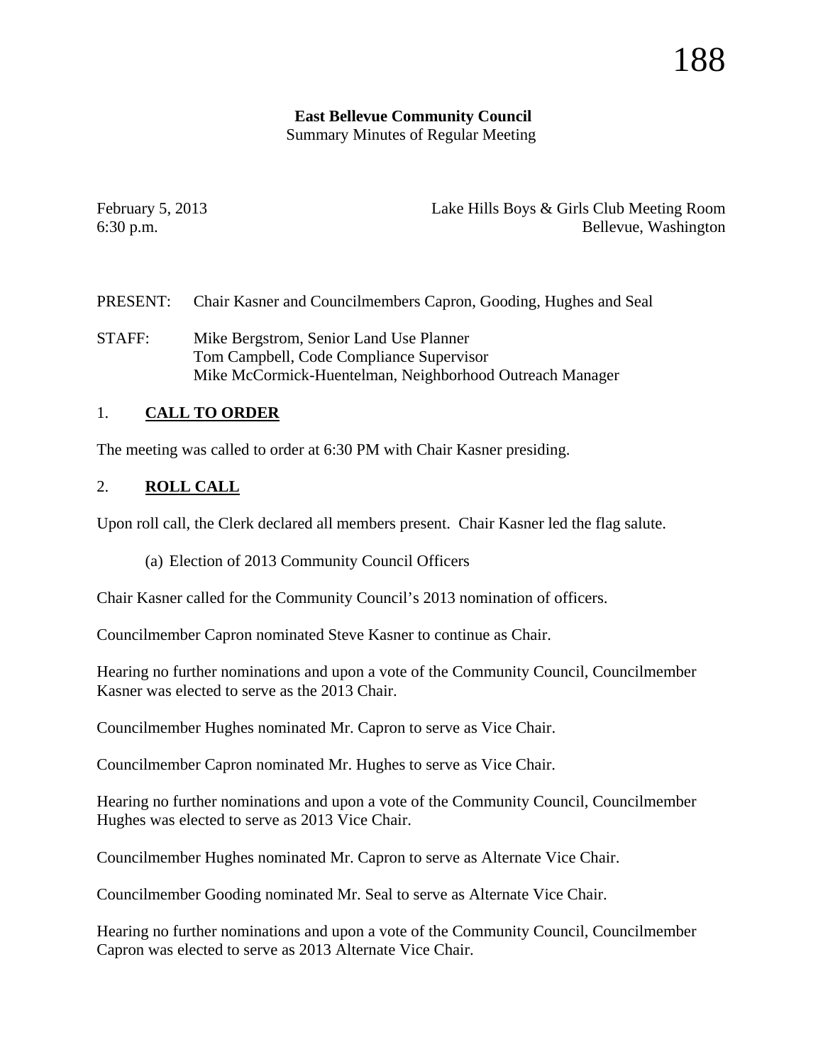**East Bellevue Community Council**
Summary Minutes of Regular Meeting

February 5, 2013 — Lake Hills Boys & Girls Club Meeting Room
6:30 p.m. — Bellevue, Washington

PRESENT: Chair Kasner and Councilmembers Capron, Gooding, Hughes and Seal

STAFF: Mike Bergstrom, Senior Land Use Planner
Tom Campbell, Code Compliance Supervisor
Mike McCormick-Huentelman, Neighborhood Outreach Manager

## 1. **CALL TO ORDER**

The meeting was called to order at 6:30 PM with Chair Kasner presiding.

## 2. **ROLL CALL**

Upon roll call, the Clerk declared all members present. Chair Kasner led the flag salute.

(a) Election of 2013 Community Council Officers

Chair Kasner called for the Community Council's 2013 nomination of officers.

Councilmember Capron nominated Steve Kasner to continue as Chair.

Hearing no further nominations and upon a vote of the Community Council, Councilmember Kasner was elected to serve as the 2013 Chair.

Councilmember Hughes nominated Mr. Capron to serve as Vice Chair.

Councilmember Capron nominated Mr. Hughes to serve as Vice Chair.

Hearing no further nominations and upon a vote of the Community Council, Councilmember Hughes was elected to serve as 2013 Vice Chair.

Councilmember Hughes nominated Mr. Capron to serve as Alternate Vice Chair.

Councilmember Gooding nominated Mr. Seal to serve as Alternate Vice Chair.

Hearing no further nominations and upon a vote of the Community Council, Councilmember Capron was elected to serve as 2013 Alternate Vice Chair.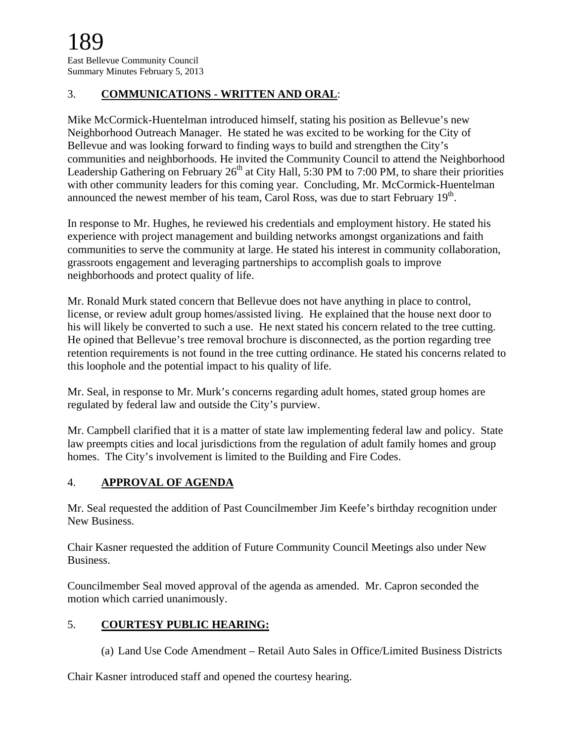## 3. **COMMUNICATIONS - WRITTEN AND ORAL**:

Mike McCormick-Huentelman introduced himself, stating his position as Bellevue's new Neighborhood Outreach Manager. He stated he was excited to be working for the City of Bellevue and was looking forward to finding ways to build and strengthen the City's communities and neighborhoods. He invited the Community Council to attend the Neighborhood Leadership Gathering on February 26th at City Hall, 5:30 PM to 7:00 PM, to share their priorities with other community leaders for this coming year. Concluding, Mr. McCormick-Huentelman announced the newest member of his team, Carol Ross, was due to start February 19th.

In response to Mr. Hughes, he reviewed his credentials and employment history. He stated his experience with project management and building networks amongst organizations and faith communities to serve the community at large. He stated his interest in community collaboration, grassroots engagement and leveraging partnerships to accomplish goals to improve neighborhoods and protect quality of life.

Mr. Ronald Murk stated concern that Bellevue does not have anything in place to control, license, or review adult group homes/assisted living. He explained that the house next door to his will likely be converted to such a use. He next stated his concern related to the tree cutting. He opined that Bellevue's tree removal brochure is disconnected, as the portion regarding tree retention requirements is not found in the tree cutting ordinance. He stated his concerns related to this loophole and the potential impact to his quality of life.

Mr. Seal, in response to Mr. Murk's concerns regarding adult homes, stated group homes are regulated by federal law and outside the City's purview.

Mr. Campbell clarified that it is a matter of state law implementing federal law and policy. State law preempts cities and local jurisdictions from the regulation of adult family homes and group homes. The City's involvement is limited to the Building and Fire Codes.

## 4. **APPROVAL OF AGENDA**

Mr. Seal requested the addition of Past Councilmember Jim Keefe's birthday recognition under New Business.

Chair Kasner requested the addition of Future Community Council Meetings also under New Business.

Councilmember Seal moved approval of the agenda as amended. Mr. Capron seconded the motion which carried unanimously.

## 5. **COURTESY PUBLIC HEARING:**

(a) Land Use Code Amendment – Retail Auto Sales in Office/Limited Business Districts

Chair Kasner introduced staff and opened the courtesy hearing.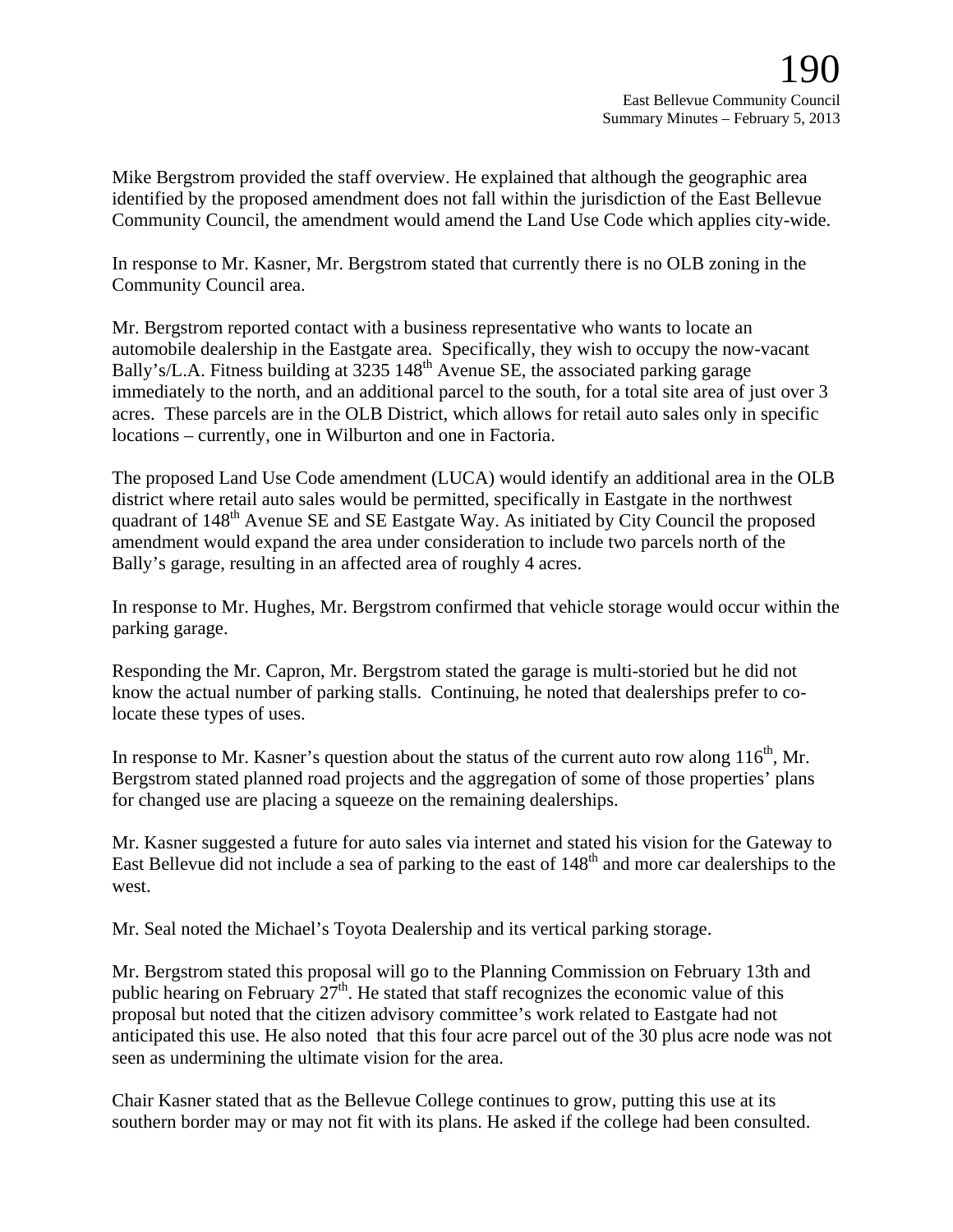Mike Bergstrom provided the staff overview. He explained that although the geographic area identified by the proposed amendment does not fall within the jurisdiction of the East Bellevue Community Council, the amendment would amend the Land Use Code which applies city-wide.

In response to Mr. Kasner, Mr. Bergstrom stated that currently there is no OLB zoning in the Community Council area.

Mr. Bergstrom reported contact with a business representative who wants to locate an automobile dealership in the Eastgate area. Specifically, they wish to occupy the now-vacant Bally's/L.A. Fitness building at 3235 148th Avenue SE, the associated parking garage immediately to the north, and an additional parcel to the south, for a total site area of just over 3 acres. These parcels are in the OLB District, which allows for retail auto sales only in specific locations – currently, one in Wilburton and one in Factoria.

The proposed Land Use Code amendment (LUCA) would identify an additional area in the OLB district where retail auto sales would be permitted, specifically in Eastgate in the northwest quadrant of 148th Avenue SE and SE Eastgate Way. As initiated by City Council the proposed amendment would expand the area under consideration to include two parcels north of the Bally's garage, resulting in an affected area of roughly 4 acres.

In response to Mr. Hughes, Mr. Bergstrom confirmed that vehicle storage would occur within the parking garage.

Responding the Mr. Capron, Mr. Bergstrom stated the garage is multi-storied but he did not know the actual number of parking stalls. Continuing, he noted that dealerships prefer to co-locate these types of uses.

In response to Mr. Kasner's question about the status of the current auto row along 116th, Mr. Bergstrom stated planned road projects and the aggregation of some of those properties' plans for changed use are placing a squeeze on the remaining dealerships.

Mr. Kasner suggested a future for auto sales via internet and stated his vision for the Gateway to East Bellevue did not include a sea of parking to the east of 148th and more car dealerships to the west.

Mr. Seal noted the Michael's Toyota Dealership and its vertical parking storage.

Mr. Bergstrom stated this proposal will go to the Planning Commission on February 13th and public hearing on February 27th. He stated that staff recognizes the economic value of this proposal but noted that the citizen advisory committee's work related to Eastgate had not anticipated this use. He also noted that this four acre parcel out of the 30 plus acre node was not seen as undermining the ultimate vision for the area.

Chair Kasner stated that as the Bellevue College continues to grow, putting this use at its southern border may or may not fit with its plans. He asked if the college had been consulted.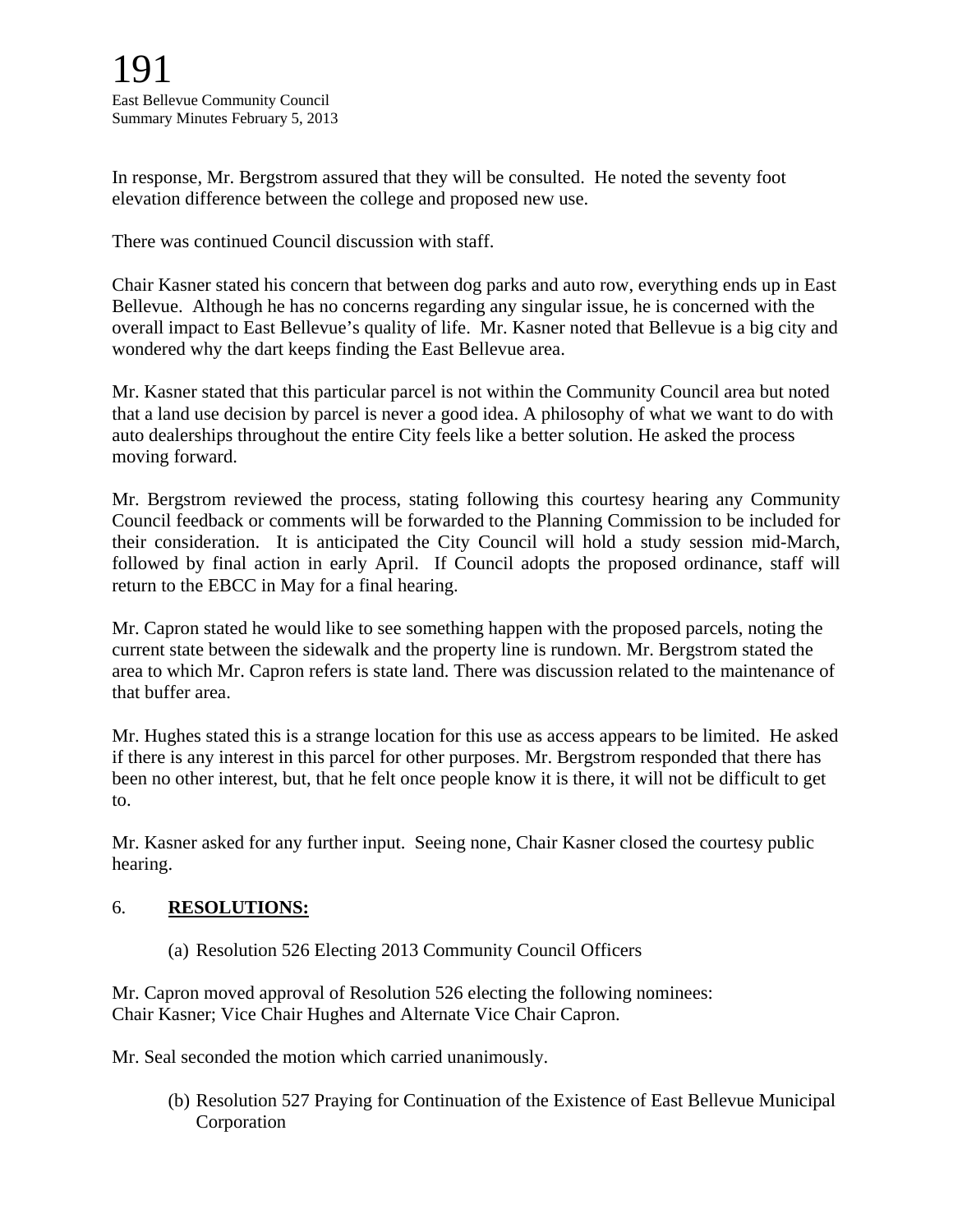In response, Mr. Bergstrom assured that they will be consulted. He noted the seventy foot elevation difference between the college and proposed new use.

There was continued Council discussion with staff.

Chair Kasner stated his concern that between dog parks and auto row, everything ends up in East Bellevue. Although he has no concerns regarding any singular issue, he is concerned with the overall impact to East Bellevue's quality of life. Mr. Kasner noted that Bellevue is a big city and wondered why the dart keeps finding the East Bellevue area.

Mr. Kasner stated that this particular parcel is not within the Community Council area but noted that a land use decision by parcel is never a good idea. A philosophy of what we want to do with auto dealerships throughout the entire City feels like a better solution. He asked the process moving forward.

Mr. Bergstrom reviewed the process, stating following this courtesy hearing any Community Council feedback or comments will be forwarded to the Planning Commission to be included for their consideration. It is anticipated the City Council will hold a study session mid-March, followed by final action in early April. If Council adopts the proposed ordinance, staff will return to the EBCC in May for a final hearing.

Mr. Capron stated he would like to see something happen with the proposed parcels, noting the current state between the sidewalk and the property line is rundown. Mr. Bergstrom stated the area to which Mr. Capron refers is state land. There was discussion related to the maintenance of that buffer area.

Mr. Hughes stated this is a strange location for this use as access appears to be limited. He asked if there is any interest in this parcel for other purposes. Mr. Bergstrom responded that there has been no other interest, but, that he felt once people know it is there, it will not be difficult to get to.

Mr. Kasner asked for any further input. Seeing none, Chair Kasner closed the courtesy public hearing.

6. **RESOLUTIONS:**

(a) Resolution 526 Electing 2013 Community Council Officers

Mr. Capron moved approval of Resolution 526 electing the following nominees:
Chair Kasner; Vice Chair Hughes and Alternate Vice Chair Capron.

Mr. Seal seconded the motion which carried unanimously.

(b) Resolution 527 Praying for Continuation of the Existence of East Bellevue Municipal Corporation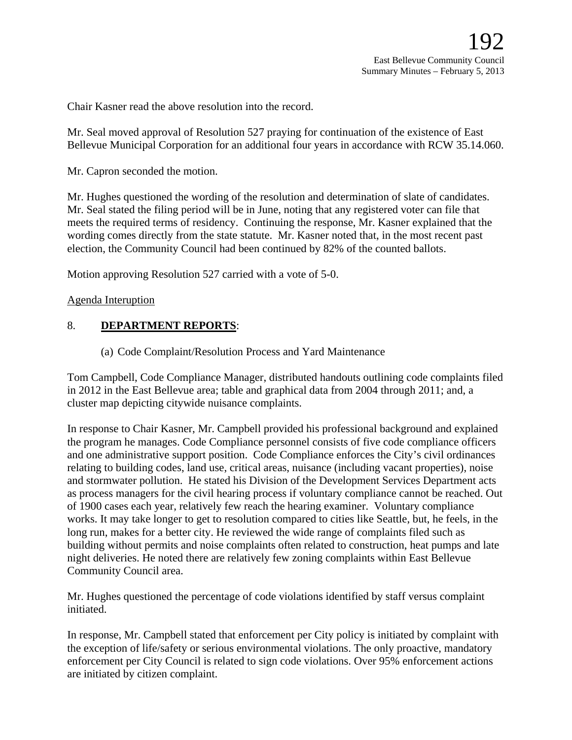Chair Kasner read the above resolution into the record.

Mr. Seal moved approval of Resolution 527 praying for continuation of the existence of East Bellevue Municipal Corporation for an additional four years in accordance with RCW 35.14.060.

Mr. Capron seconded the motion.

Mr. Hughes questioned the wording of the resolution and determination of slate of candidates. Mr. Seal stated the filing period will be in June, noting that any registered voter can file that meets the required terms of residency. Continuing the response, Mr. Kasner explained that the wording comes directly from the state statute. Mr. Kasner noted that, in the most recent past election, the Community Council had been continued by 82% of the counted ballots.

Motion approving Resolution 527 carried with a vote of 5-0.

Agenda Interuption

## 8. **DEPARTMENT REPORTS**:

(a) Code Complaint/Resolution Process and Yard Maintenance

Tom Campbell, Code Compliance Manager, distributed handouts outlining code complaints filed in 2012 in the East Bellevue area; table and graphical data from 2004 through 2011; and, a cluster map depicting citywide nuisance complaints.

In response to Chair Kasner, Mr. Campbell provided his professional background and explained the program he manages. Code Compliance personnel consists of five code compliance officers and one administrative support position. Code Compliance enforces the City's civil ordinances relating to building codes, land use, critical areas, nuisance (including vacant properties), noise and stormwater pollution. He stated his Division of the Development Services Department acts as process managers for the civil hearing process if voluntary compliance cannot be reached. Out of 1900 cases each year, relatively few reach the hearing examiner. Voluntary compliance works. It may take longer to get to resolution compared to cities like Seattle, but, he feels, in the long run, makes for a better city. He reviewed the wide range of complaints filed such as building without permits and noise complaints often related to construction, heat pumps and late night deliveries. He noted there are relatively few zoning complaints within East Bellevue Community Council area.

Mr. Hughes questioned the percentage of code violations identified by staff versus complaint initiated.

In response, Mr. Campbell stated that enforcement per City policy is initiated by complaint with the exception of life/safety or serious environmental violations. The only proactive, mandatory enforcement per City Council is related to sign code violations. Over 95% enforcement actions are initiated by citizen complaint.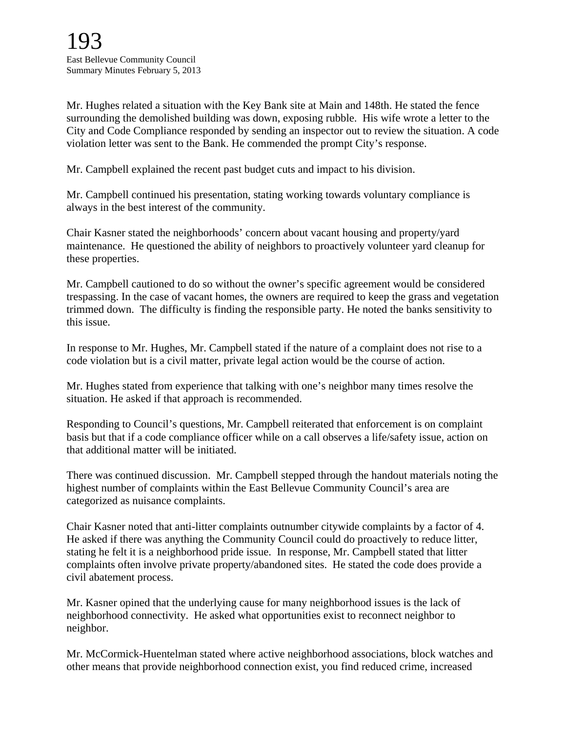Mr. Hughes related a situation with the Key Bank site at Main and 148th. He stated the fence surrounding the demolished building was down, exposing rubble. His wife wrote a letter to the City and Code Compliance responded by sending an inspector out to review the situation. A code violation letter was sent to the Bank. He commended the prompt City's response.

Mr. Campbell explained the recent past budget cuts and impact to his division.

Mr. Campbell continued his presentation, stating working towards voluntary compliance is always in the best interest of the community.

Chair Kasner stated the neighborhoods' concern about vacant housing and property/yard maintenance. He questioned the ability of neighbors to proactively volunteer yard cleanup for these properties.

Mr. Campbell cautioned to do so without the owner's specific agreement would be considered trespassing. In the case of vacant homes, the owners are required to keep the grass and vegetation trimmed down. The difficulty is finding the responsible party. He noted the banks sensitivity to this issue.

In response to Mr. Hughes, Mr. Campbell stated if the nature of a complaint does not rise to a code violation but is a civil matter, private legal action would be the course of action.

Mr. Hughes stated from experience that talking with one's neighbor many times resolve the situation. He asked if that approach is recommended.

Responding to Council's questions, Mr. Campbell reiterated that enforcement is on complaint basis but that if a code compliance officer while on a call observes a life/safety issue, action on that additional matter will be initiated.

There was continued discussion. Mr. Campbell stepped through the handout materials noting the highest number of complaints within the East Bellevue Community Council's area are categorized as nuisance complaints.

Chair Kasner noted that anti-litter complaints outnumber citywide complaints by a factor of 4. He asked if there was anything the Community Council could do proactively to reduce litter, stating he felt it is a neighborhood pride issue. In response, Mr. Campbell stated that litter complaints often involve private property/abandoned sites. He stated the code does provide a civil abatement process.

Mr. Kasner opined that the underlying cause for many neighborhood issues is the lack of neighborhood connectivity. He asked what opportunities exist to reconnect neighbor to neighbor.

Mr. McCormick-Huentelman stated where active neighborhood associations, block watches and other means that provide neighborhood connection exist, you find reduced crime, increased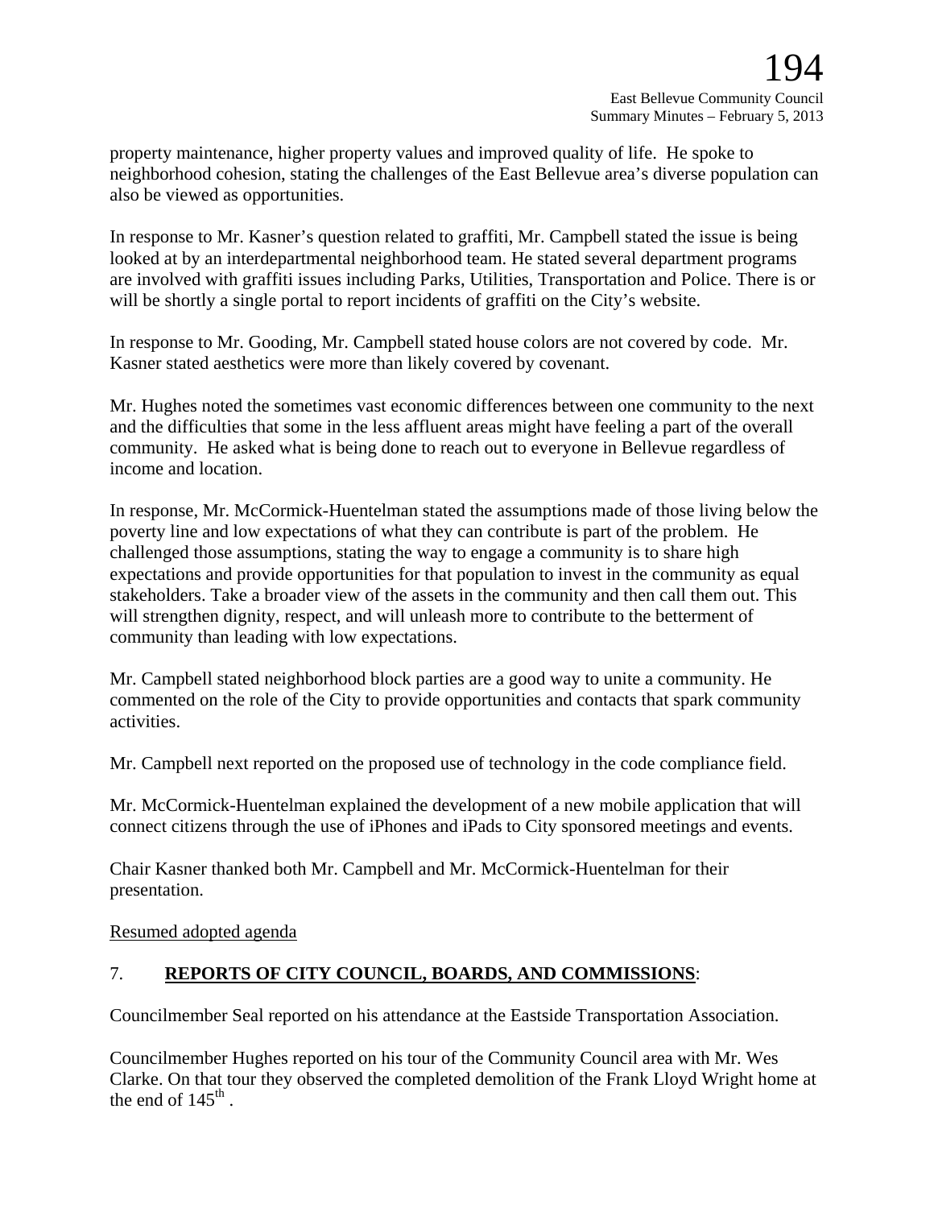property maintenance, higher property values and improved quality of life. He spoke to neighborhood cohesion, stating the challenges of the East Bellevue area's diverse population can also be viewed as opportunities.

In response to Mr. Kasner's question related to graffiti, Mr. Campbell stated the issue is being looked at by an interdepartmental neighborhood team. He stated several department programs are involved with graffiti issues including Parks, Utilities, Transportation and Police. There is or will be shortly a single portal to report incidents of graffiti on the City's website.

In response to Mr. Gooding, Mr. Campbell stated house colors are not covered by code. Mr. Kasner stated aesthetics were more than likely covered by covenant.

Mr. Hughes noted the sometimes vast economic differences between one community to the next and the difficulties that some in the less affluent areas might have feeling a part of the overall community. He asked what is being done to reach out to everyone in Bellevue regardless of income and location.

In response, Mr. McCormick-Huentelman stated the assumptions made of those living below the poverty line and low expectations of what they can contribute is part of the problem. He challenged those assumptions, stating the way to engage a community is to share high expectations and provide opportunities for that population to invest in the community as equal stakeholders. Take a broader view of the assets in the community and then call them out. This will strengthen dignity, respect, and will unleash more to contribute to the betterment of community than leading with low expectations.

Mr. Campbell stated neighborhood block parties are a good way to unite a community. He commented on the role of the City to provide opportunities and contacts that spark community activities.

Mr. Campbell next reported on the proposed use of technology in the code compliance field.

Mr. McCormick-Huentelman explained the development of a new mobile application that will connect citizens through the use of iPhones and iPads to City sponsored meetings and events.

Chair Kasner thanked both Mr. Campbell and Mr. McCormick-Huentelman for their presentation.

Resumed adopted agenda

## 7. **REPORTS OF CITY COUNCIL, BOARDS, AND COMMISSIONS**:

Councilmember Seal reported on his attendance at the Eastside Transportation Association.

Councilmember Hughes reported on his tour of the Community Council area with Mr. Wes Clarke. On that tour they observed the completed demolition of the Frank Lloyd Wright home at the end of 145th .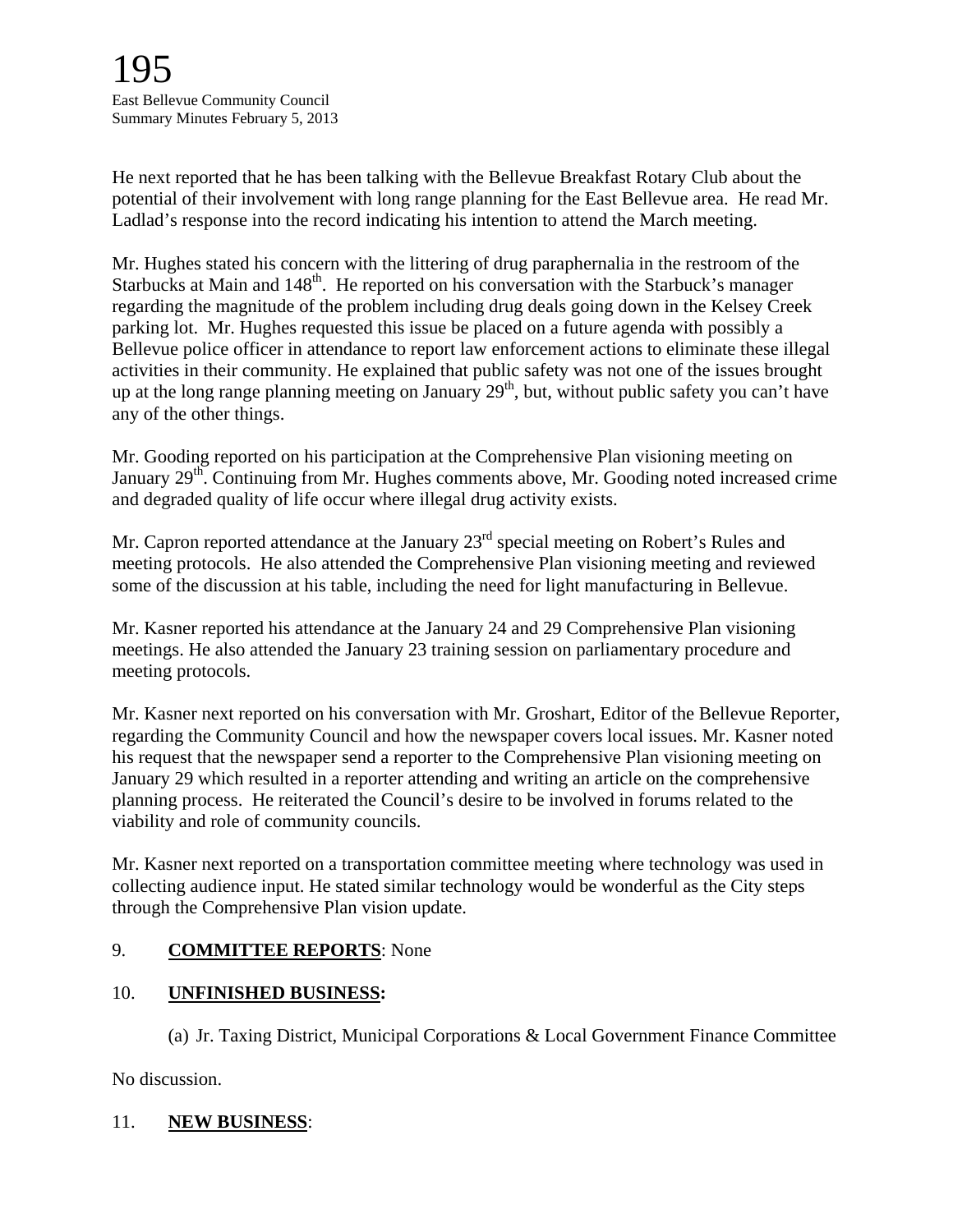He next reported that he has been talking with the Bellevue Breakfast Rotary Club about the potential of their involvement with long range planning for the East Bellevue area. He read Mr. Ladlad's response into the record indicating his intention to attend the March meeting.

Mr. Hughes stated his concern with the littering of drug paraphernalia in the restroom of the Starbucks at Main and 148th. He reported on his conversation with the Starbuck's manager regarding the magnitude of the problem including drug deals going down in the Kelsey Creek parking lot. Mr. Hughes requested this issue be placed on a future agenda with possibly a Bellevue police officer in attendance to report law enforcement actions to eliminate these illegal activities in their community. He explained that public safety was not one of the issues brought up at the long range planning meeting on January 29th, but, without public safety you can't have any of the other things.

Mr. Gooding reported on his participation at the Comprehensive Plan visioning meeting on January 29th. Continuing from Mr. Hughes comments above, Mr. Gooding noted increased crime and degraded quality of life occur where illegal drug activity exists.

Mr. Capron reported attendance at the January 23rd special meeting on Robert's Rules and meeting protocols. He also attended the Comprehensive Plan visioning meeting and reviewed some of the discussion at his table, including the need for light manufacturing in Bellevue.

Mr. Kasner reported his attendance at the January 24 and 29 Comprehensive Plan visioning meetings. He also attended the January 23 training session on parliamentary procedure and meeting protocols.

Mr. Kasner next reported on his conversation with Mr. Groshart, Editor of the Bellevue Reporter, regarding the Community Council and how the newspaper covers local issues. Mr. Kasner noted his request that the newspaper send a reporter to the Comprehensive Plan visioning meeting on January 29 which resulted in a reporter attending and writing an article on the comprehensive planning process. He reiterated the Council's desire to be involved in forums related to the viability and role of community councils.

Mr. Kasner next reported on a transportation committee meeting where technology was used in collecting audience input. He stated similar technology would be wonderful as the City steps through the Comprehensive Plan vision update.

9. **COMMITTEE REPORTS**: None

10. **UNFINISHED BUSINESS:**

(a) Jr. Taxing District, Municipal Corporations & Local Government Finance Committee

No discussion.

11. **NEW BUSINESS**: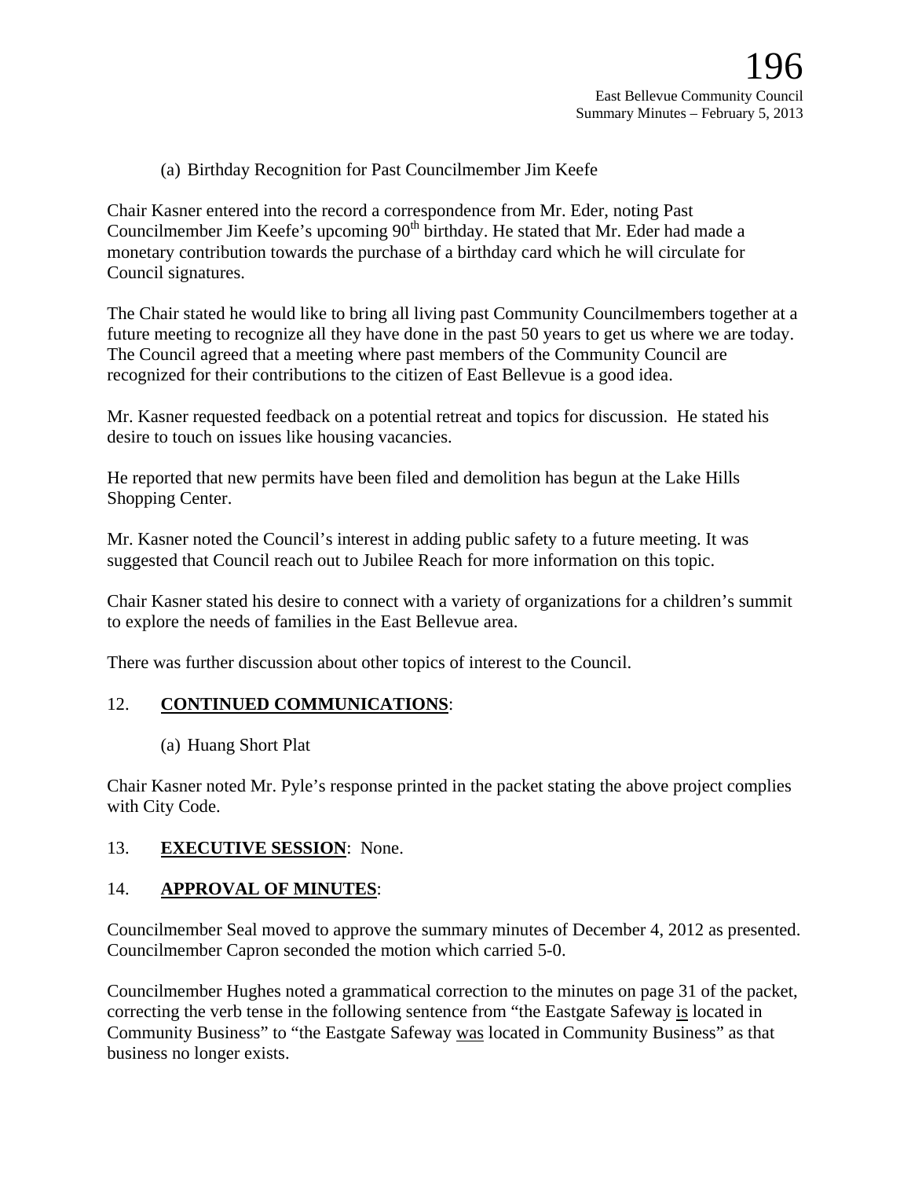(a) Birthday Recognition for Past Councilmember Jim Keefe

Chair Kasner entered into the record a correspondence from Mr. Eder, noting Past Councilmember Jim Keefe's upcoming 90th birthday. He stated that Mr. Eder had made a monetary contribution towards the purchase of a birthday card which he will circulate for Council signatures.

The Chair stated he would like to bring all living past Community Councilmembers together at a future meeting to recognize all they have done in the past 50 years to get us where we are today. The Council agreed that a meeting where past members of the Community Council are recognized for their contributions to the citizen of East Bellevue is a good idea.

Mr. Kasner requested feedback on a potential retreat and topics for discussion. He stated his desire to touch on issues like housing vacancies.

He reported that new permits have been filed and demolition has begun at the Lake Hills Shopping Center.

Mr. Kasner noted the Council's interest in adding public safety to a future meeting. It was suggested that Council reach out to Jubilee Reach for more information on this topic.

Chair Kasner stated his desire to connect with a variety of organizations for a children's summit to explore the needs of families in the East Bellevue area.

There was further discussion about other topics of interest to the Council.

12. **CONTINUED COMMUNICATIONS**:

(a) Huang Short Plat

Chair Kasner noted Mr. Pyle's response printed in the packet stating the above project complies with City Code.

13. **EXECUTIVE SESSION**: None.

14. **APPROVAL OF MINUTES**:

Councilmember Seal moved to approve the summary minutes of December 4, 2012 as presented. Councilmember Capron seconded the motion which carried 5-0.

Councilmember Hughes noted a grammatical correction to the minutes on page 31 of the packet, correcting the verb tense in the following sentence from "the Eastgate Safeway is located in Community Business" to "the Eastgate Safeway was located in Community Business" as that business no longer exists.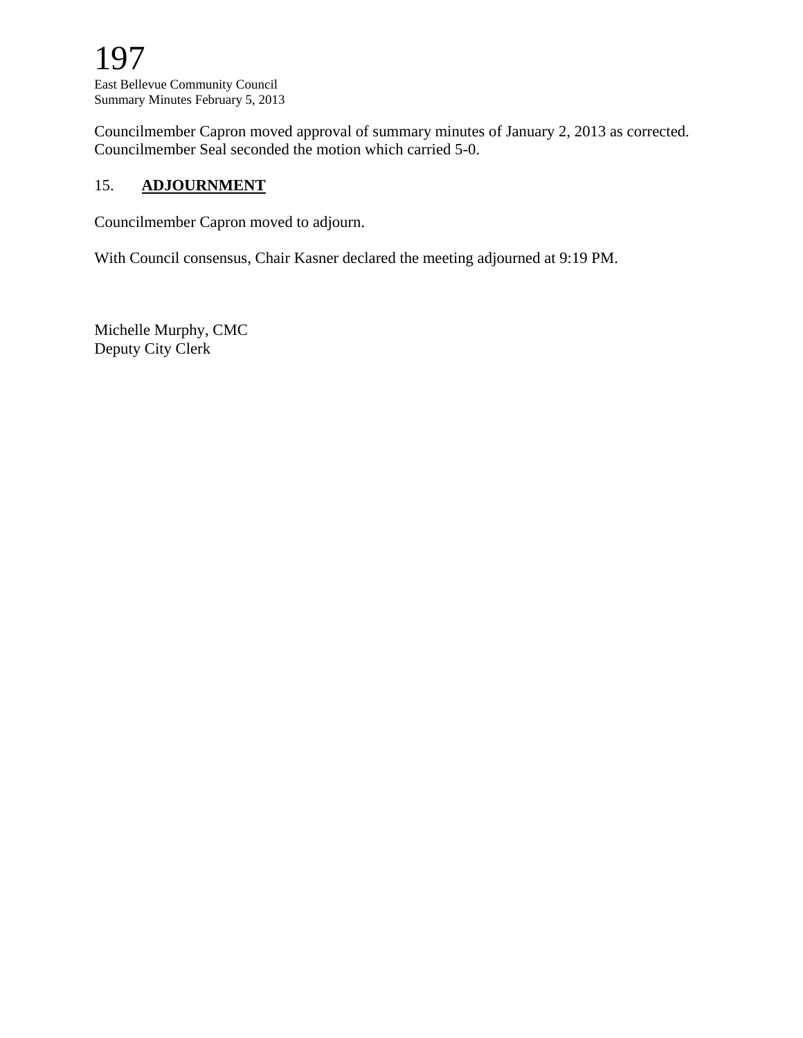Councilmember Capron moved approval of summary minutes of January 2, 2013 as corrected. Councilmember Seal seconded the motion which carried 5-0.

15. **ADJOURNMENT**

Councilmember Capron moved to adjourn.

With Council consensus, Chair Kasner declared the meeting adjourned at 9:19 PM.

Michelle Murphy, CMC
Deputy City Clerk